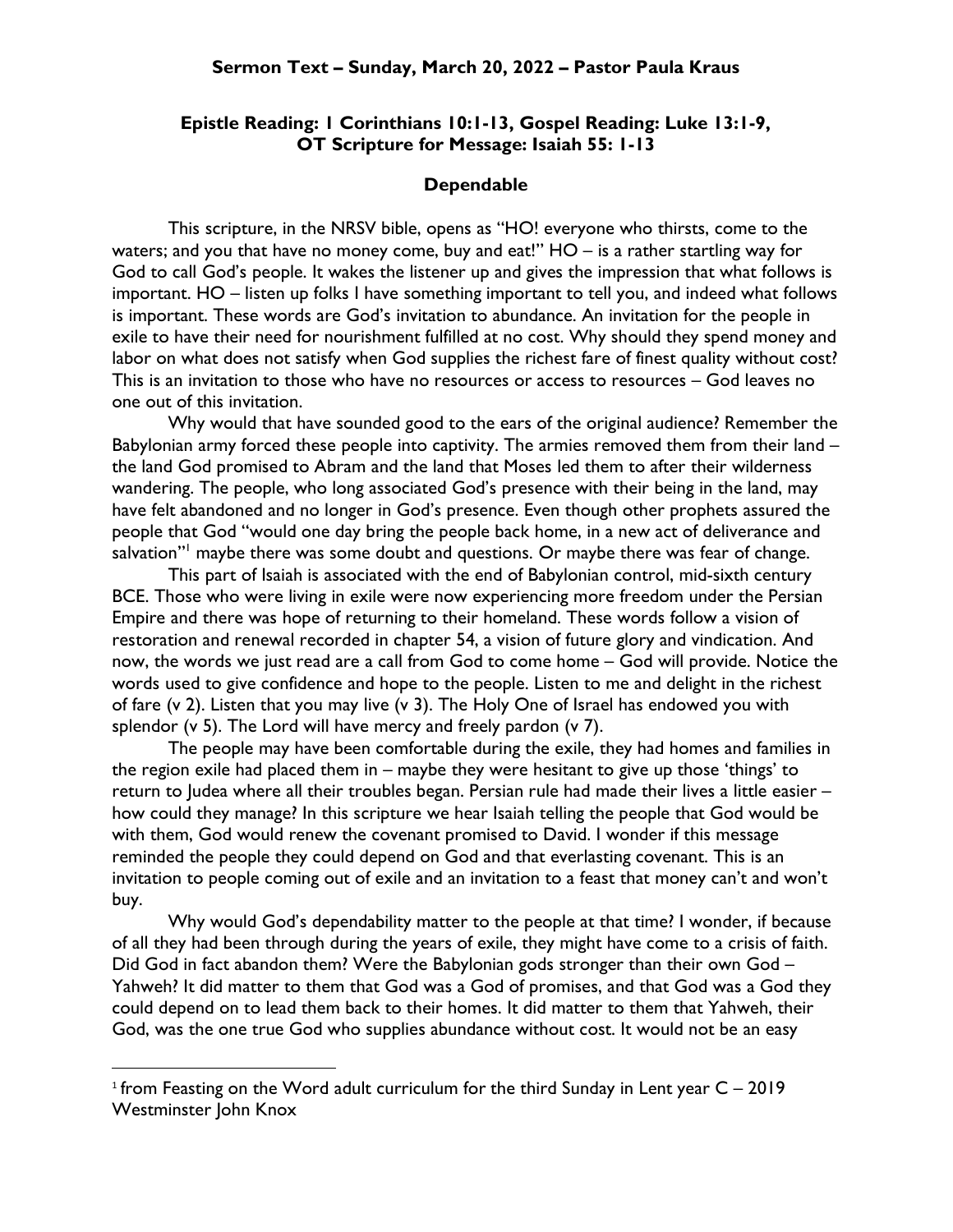**Sermon Text – Sunday, March 20, 2022 – Pastor Paula Kraus**

**Epistle Reading: 1 Corinthians 10:1-13, Gospel Reading: Luke 13:1-9, OT Scripture for Message: Isaiah 55: 1-13**

## Dependable

This scripture, in the NRSV bible, opens as "HO! everyone who thirsts, come to the waters; and you that have no money come, buy and eat!" HO – is a rather startling way for God to call God's people. It wakes the listener up and gives the impression that what follows is important. HO – listen up folks I have something important to tell you, and indeed what follows is important. These words are God's invitation to abundance. An invitation for the people in exile to have their need for nourishment fulfilled at no cost. Why should they spend money and labor on what does not satisfy when God supplies the richest fare of finest quality without cost? This is an invitation to those who have no resources or access to resources – God leaves no one out of this invitation.

Why would that have sounded good to the ears of the original audience? Remember the Babylonian army forced these people into captivity. The armies removed them from their land – the land God promised to Abram and the land that Moses led them to after their wilderness wandering. The people, who long associated God's presence with their being in the land, may have felt abandoned and no longer in God's presence. Even though other prophets assured the people that God "would one day bring the people back home, in a new act of deliverance and salvation"[1] maybe there was some doubt and questions. Or maybe there was fear of change.

This part of Isaiah is associated with the end of Babylonian control, mid-sixth century BCE. Those who were living in exile were now experiencing more freedom under the Persian Empire and there was hope of returning to their homeland. These words follow a vision of restoration and renewal recorded in chapter 54, a vision of future glory and vindication. And now, the words we just read are a call from God to come home – God will provide. Notice the words used to give confidence and hope to the people. Listen to me and delight in the richest of fare (v 2). Listen that you may live (v 3). The Holy One of Israel has endowed you with splendor (v 5). The Lord will have mercy and freely pardon (v 7).

The people may have been comfortable during the exile, they had homes and families in the region exile had placed them in – maybe they were hesitant to give up those 'things' to return to Judea where all their troubles began. Persian rule had made their lives a little easier – how could they manage? In this scripture we hear Isaiah telling the people that God would be with them, God would renew the covenant promised to David. I wonder if this message reminded the people they could depend on God and that everlasting covenant. This is an invitation to people coming out of exile and an invitation to a feast that money can't and won't buy.

Why would God's dependability matter to the people at that time? I wonder, if because of all they had been through during the years of exile, they might have come to a crisis of faith. Did God in fact abandon them? Were the Babylonian gods stronger than their own God – Yahweh? It did matter to them that God was a God of promises, and that God was a God they could depend on to lead them back to their homes. It did matter to them that Yahweh, their God, was the one true God who supplies abundance without cost. It would not be an easy

---

[1] from Feasting on the Word adult curriculum for the third Sunday in Lent year C – 2019 Westminster John Knox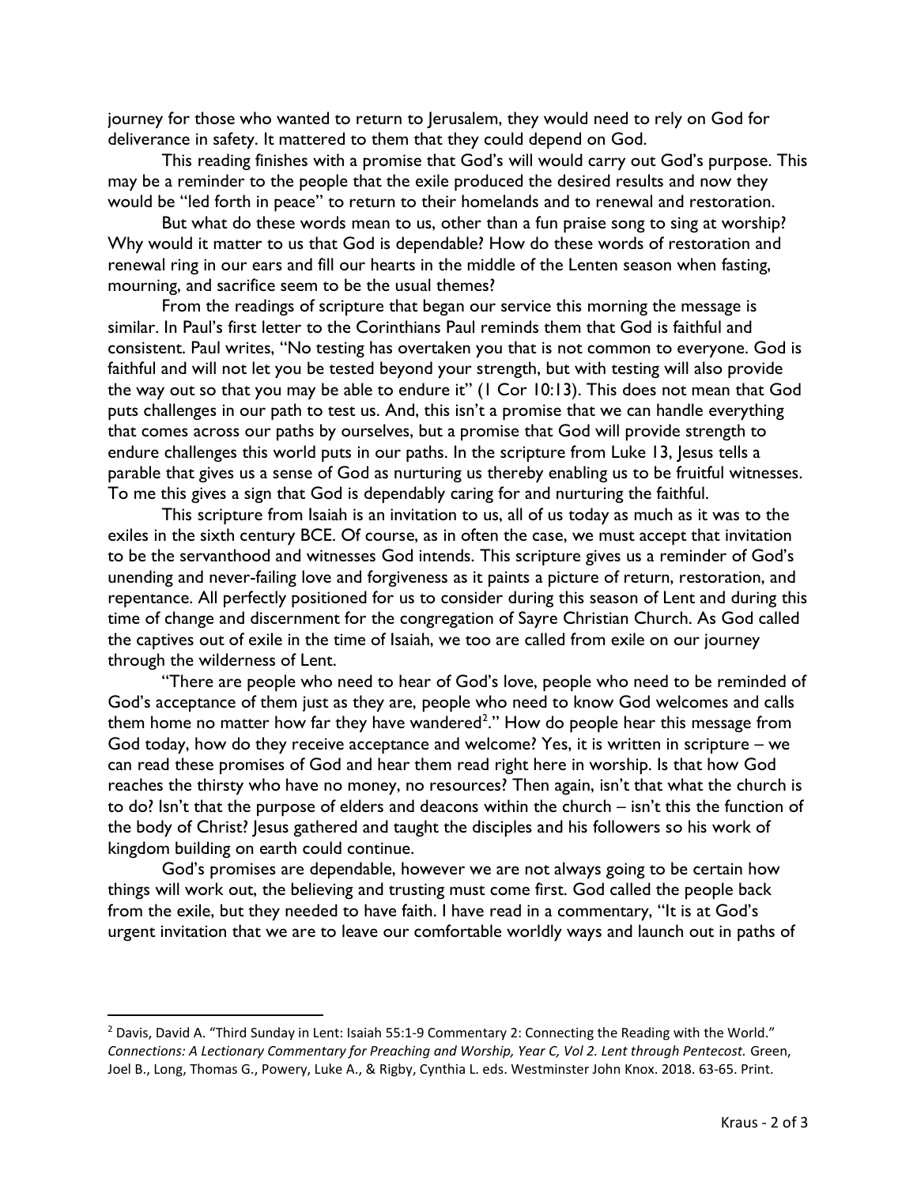journey for those who wanted to return to Jerusalem, they would need to rely on God for deliverance in safety. It mattered to them that they could depend on God.

This reading finishes with a promise that God's will would carry out God's purpose. This may be a reminder to the people that the exile produced the desired results and now they would be "led forth in peace" to return to their homelands and to renewal and restoration.

But what do these words mean to us, other than a fun praise song to sing at worship? Why would it matter to us that God is dependable? How do these words of restoration and renewal ring in our ears and fill our hearts in the middle of the Lenten season when fasting, mourning, and sacrifice seem to be the usual themes?

From the readings of scripture that began our service this morning the message is similar. In Paul's first letter to the Corinthians Paul reminds them that God is faithful and consistent. Paul writes, "No testing has overtaken you that is not common to everyone. God is faithful and will not let you be tested beyond your strength, but with testing will also provide the way out so that you may be able to endure it" (1 Cor 10:13). This does not mean that God puts challenges in our path to test us. And, this isn't a promise that we can handle everything that comes across our paths by ourselves, but a promise that God will provide strength to endure challenges this world puts in our paths. In the scripture from Luke 13, Jesus tells a parable that gives us a sense of God as nurturing us thereby enabling us to be fruitful witnesses. To me this gives a sign that God is dependably caring for and nurturing the faithful.

This scripture from Isaiah is an invitation to us, all of us today as much as it was to the exiles in the sixth century BCE. Of course, as in often the case, we must accept that invitation to be the servanthood and witnesses God intends. This scripture gives us a reminder of God's unending and never-failing love and forgiveness as it paints a picture of return, restoration, and repentance. All perfectly positioned for us to consider during this season of Lent and during this time of change and discernment for the congregation of Sayre Christian Church. As God called the captives out of exile in the time of Isaiah, we too are called from exile on our journey through the wilderness of Lent.

"There are people who need to hear of God's love, people who need to be reminded of God's acceptance of them just as they are, people who need to know God welcomes and calls them home no matter how far they have wandered[2]." How do people hear this message from God today, how do they receive acceptance and welcome? Yes, it is written in scripture – we can read these promises of God and hear them read right here in worship. Is that how God reaches the thirsty who have no money, no resources? Then again, isn't that what the church is to do? Isn't that the purpose of elders and deacons within the church – isn't this the function of the body of Christ? Jesus gathered and taught the disciples and his followers so his work of kingdom building on earth could continue.

God's promises are dependable, however we are not always going to be certain how things will work out, the believing and trusting must come first. God called the people back from the exile, but they needed to have faith. I have read in a commentary, "It is at God's urgent invitation that we are to leave our comfortable worldly ways and launch out in paths of

---

[2] Davis, David A. "Third Sunday in Lent: Isaiah 55:1-9 Commentary 2: Connecting the Reading with the World." *Connections: A Lectionary Commentary for Preaching and Worship, Year C, Vol 2. Lent through Pentecost.* Green, Joel B., Long, Thomas G., Powery, Luke A., & Rigby, Cynthia L. eds. Westminster John Knox. 2018. 63-65. Print.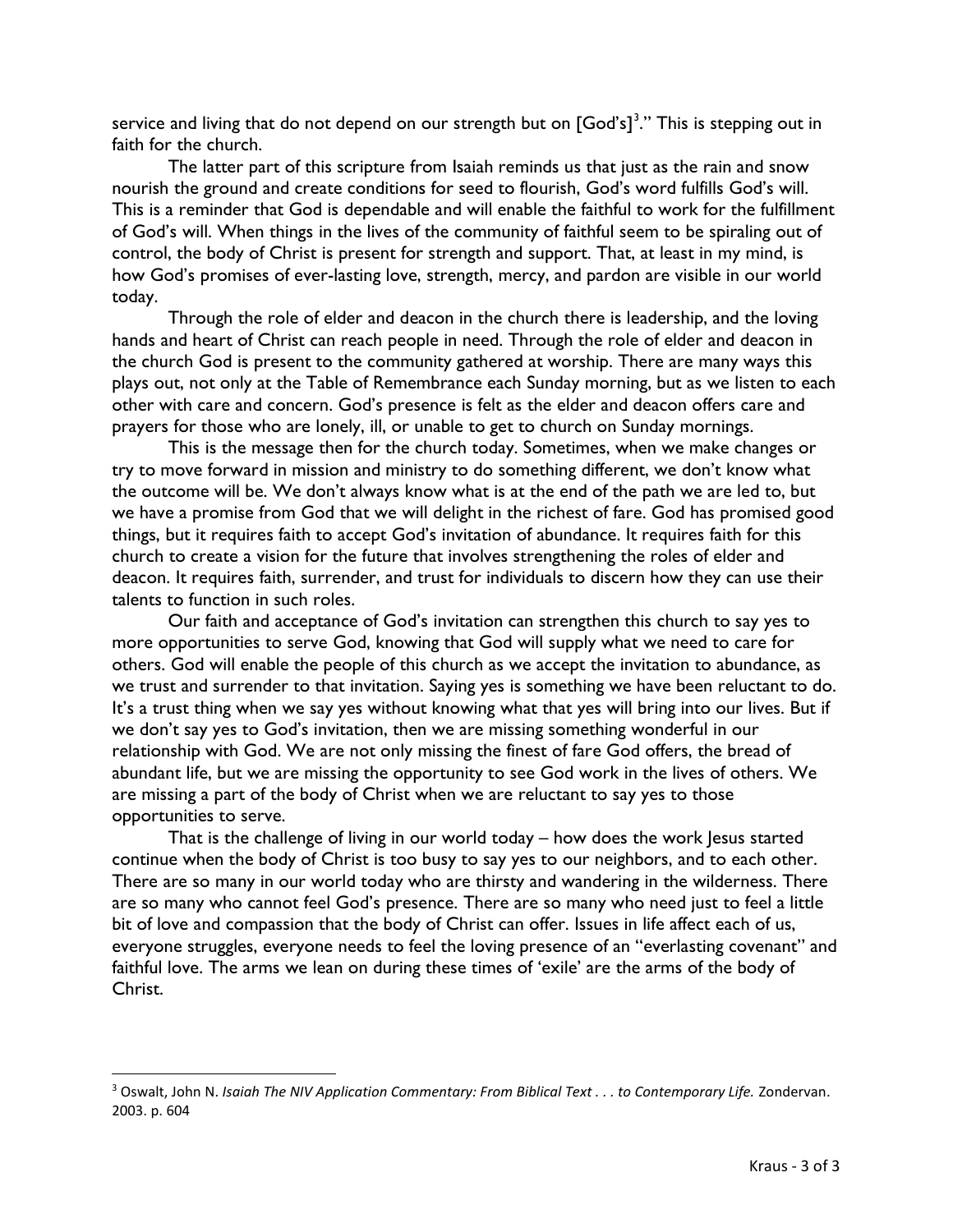service and living that do not depend on our strength but on [God's][3]." This is stepping out in faith for the church.

The latter part of this scripture from Isaiah reminds us that just as the rain and snow nourish the ground and create conditions for seed to flourish, God's word fulfills God's will. This is a reminder that God is dependable and will enable the faithful to work for the fulfillment of God's will. When things in the lives of the community of faithful seem to be spiraling out of control, the body of Christ is present for strength and support. That, at least in my mind, is how God's promises of ever-lasting love, strength, mercy, and pardon are visible in our world today.

Through the role of elder and deacon in the church there is leadership, and the loving hands and heart of Christ can reach people in need. Through the role of elder and deacon in the church God is present to the community gathered at worship. There are many ways this plays out, not only at the Table of Remembrance each Sunday morning, but as we listen to each other with care and concern. God's presence is felt as the elder and deacon offers care and prayers for those who are lonely, ill, or unable to get to church on Sunday mornings.

This is the message then for the church today. Sometimes, when we make changes or try to move forward in mission and ministry to do something different, we don't know what the outcome will be. We don't always know what is at the end of the path we are led to, but we have a promise from God that we will delight in the richest of fare. God has promised good things, but it requires faith to accept God's invitation of abundance. It requires faith for this church to create a vision for the future that involves strengthening the roles of elder and deacon. It requires faith, surrender, and trust for individuals to discern how they can use their talents to function in such roles.

Our faith and acceptance of God's invitation can strengthen this church to say yes to more opportunities to serve God, knowing that God will supply what we need to care for others. God will enable the people of this church as we accept the invitation to abundance, as we trust and surrender to that invitation. Saying yes is something we have been reluctant to do. It's a trust thing when we say yes without knowing what that yes will bring into our lives. But if we don't say yes to God's invitation, then we are missing something wonderful in our relationship with God. We are not only missing the finest of fare God offers, the bread of abundant life, but we are missing the opportunity to see God work in the lives of others. We are missing a part of the body of Christ when we are reluctant to say yes to those opportunities to serve.

That is the challenge of living in our world today – how does the work Jesus started continue when the body of Christ is too busy to say yes to our neighbors, and to each other. There are so many in our world today who are thirsty and wandering in the wilderness. There are so many who cannot feel God's presence. There are so many who need just to feel a little bit of love and compassion that the body of Christ can offer. Issues in life affect each of us, everyone struggles, everyone needs to feel the loving presence of an "everlasting covenant" and faithful love. The arms we lean on during these times of 'exile' are the arms of the body of Christ.

---

[3] Oswalt, John N. *Isaiah The NIV Application Commentary: From Biblical Text . . . to Contemporary Life.* Zondervan. 2003. p. 604